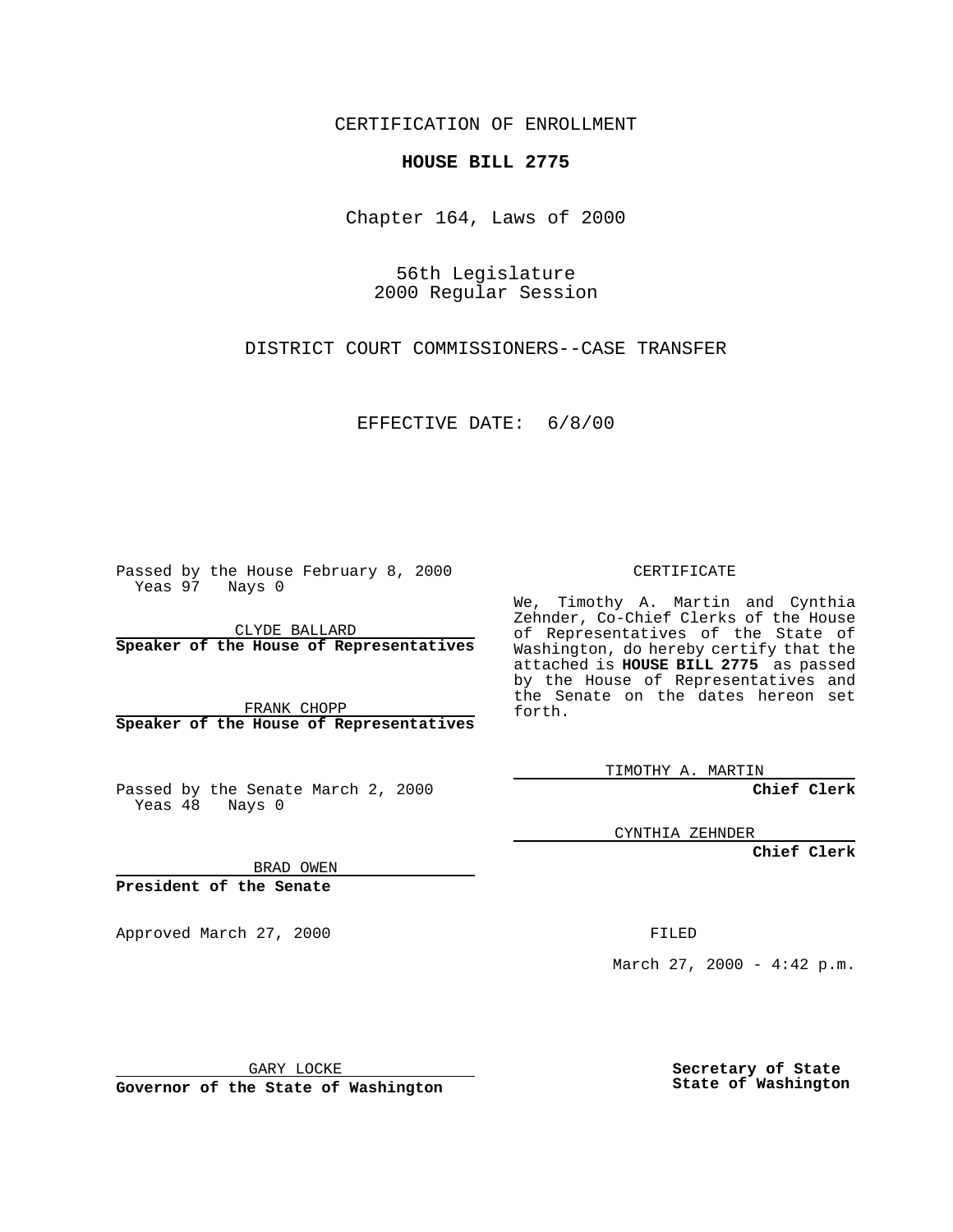CERTIFICATION OF ENROLLMENT

**HOUSE BILL 2775**

Chapter 164, Laws of 2000

56th Legislature
2000 Regular Session

DISTRICT COURT COMMISSIONERS--CASE TRANSFER

EFFECTIVE DATE: 6/8/00

Passed by the House February 8, 2000
Yeas 97 Nays 0

CLYDE BALLARD
**Speaker of the House of Representatives**

FRANK CHOPP
**Speaker of the House of Representatives**

Passed by the Senate March 2, 2000
Yeas 48 Nays 0

BRAD OWEN
**President of the Senate**

Approved March 27, 2000

GARY LOCKE
**Governor of the State of Washington**

CERTIFICATE

We, Timothy A. Martin and Cynthia Zehnder, Co-Chief Clerks of the House of Representatives of the State of Washington, do hereby certify that the attached is **HOUSE BILL 2775** as passed by the House of Representatives and the Senate on the dates hereon set forth.

TIMOTHY A. MARTIN
**Chief Clerk**

CYNTHIA ZEHNDER
**Chief Clerk**

FILED

March 27, 2000 - 4:42 p.m.

**Secretary of State**
**State of Washington**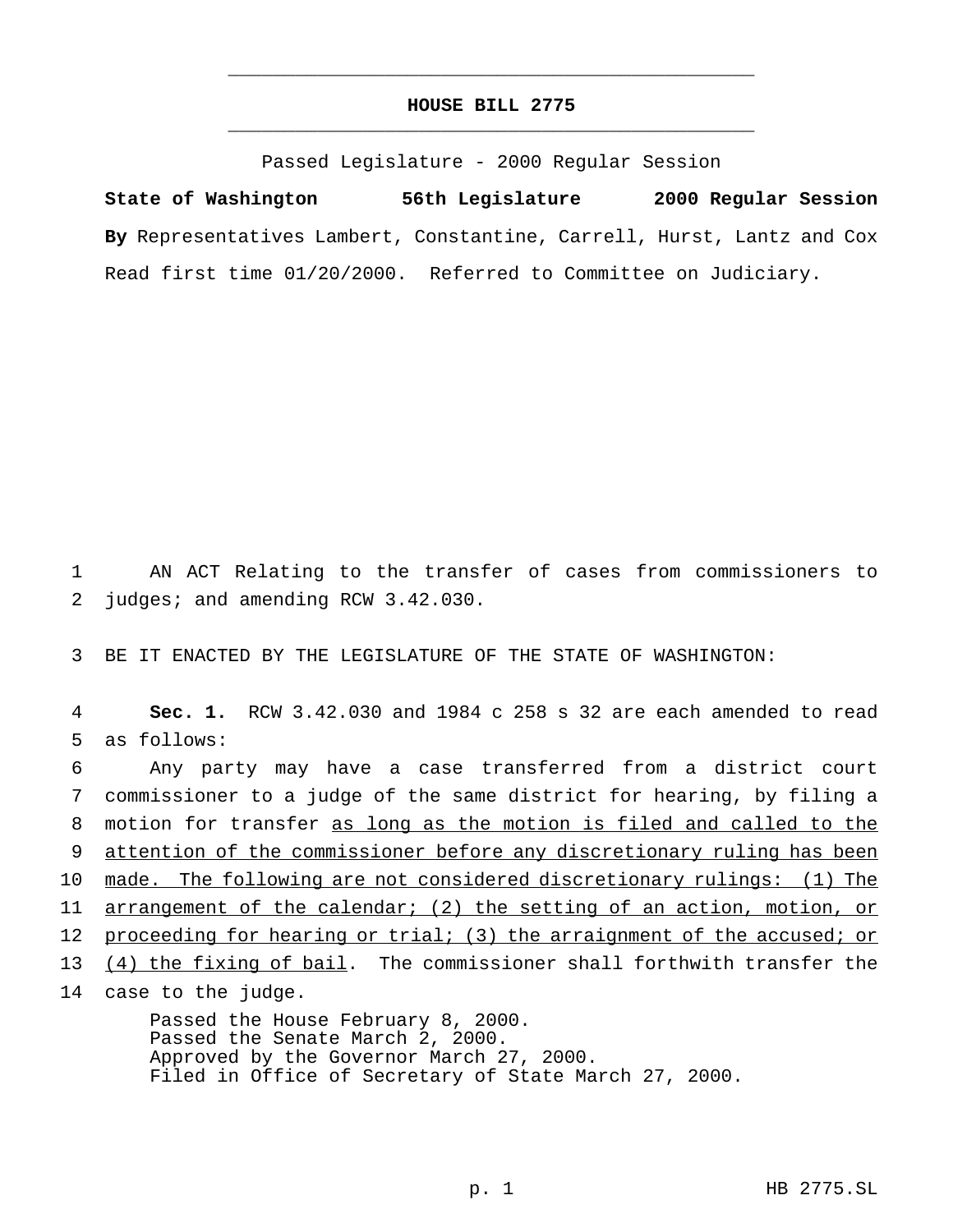# HOUSE BILL 2775

Passed Legislature - 2000 Regular Session

**State of Washington 56th Legislature 2000 Regular Session**

**By** Representatives Lambert, Constantine, Carrell, Hurst, Lantz and Cox

Read first time 01/20/2000. Referred to Committee on Judiciary.

AN ACT Relating to the transfer of cases from commissioners to judges; and amending RCW 3.42.030.

BE IT ENACTED BY THE LEGISLATURE OF THE STATE OF WASHINGTON:

**Sec. 1.** RCW 3.42.030 and 1984 c 258 s 32 are each amended to read as follows:

Any party may have a case transferred from a district court commissioner to a judge of the same district for hearing, by filing a motion for transfer <u>as long as the motion is filed and called to the attention of the commissioner before any discretionary ruling has been made. The following are not considered discretionary rulings: (1) The arrangement of the calendar; (2) the setting of an action, motion, or proceeding for hearing or trial; (3) the arraignment of the accused; or (4) the fixing of bail</u>. The commissioner shall forthwith transfer the case to the judge.

Passed the House February 8, 2000.
Passed the Senate March 2, 2000.
Approved by the Governor March 27, 2000.
Filed in Office of Secretary of State March 27, 2000.